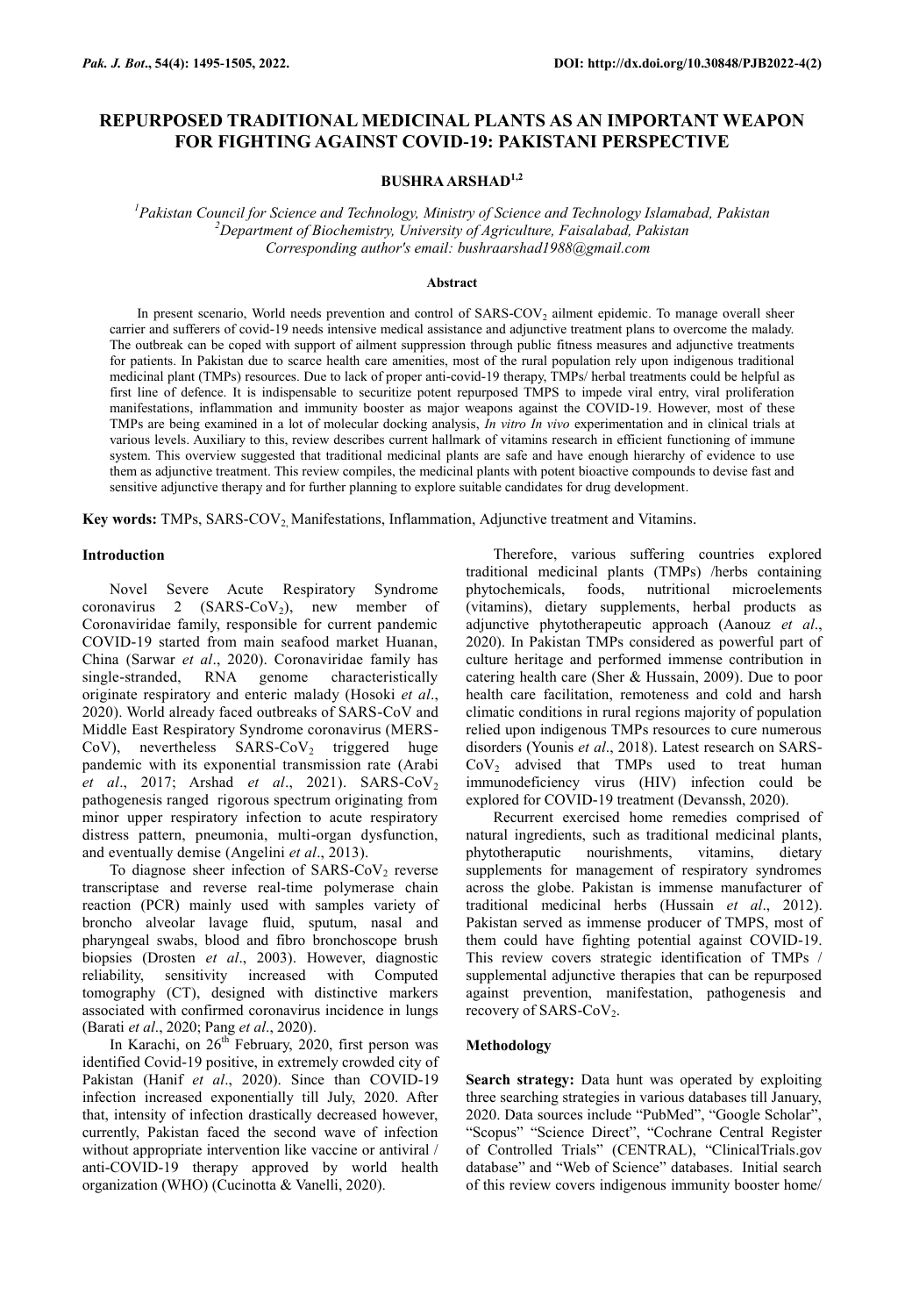# REPURPOSED TRADITIONAL MEDICINAL PLANTS AS AN IMPORTANT WEAPON FOR FIGHTING AGAINST COVID-19: PAKISTANI PERSPECTIVE

**BUSHRA ARSHAD**[1,2]

[1]*Pakistan Council for Science and Technology, Ministry of Science and Technology Islamabad, Pakistan*
[2]*Department of Biochemistry, University of Agriculture, Faisalabad, Pakistan*
*Corresponding author's email: bushraarshad1988@gmail.com*

### Abstract

In present scenario, World needs prevention and control of SARS-COV$_2$ ailment epidemic. To manage overall sheer carrier and sufferers of covid-19 needs intensive medical assistance and adjunctive treatment plans to overcome the malady. The outbreak can be coped with support of ailment suppression through public fitness measures and adjunctive treatments for patients. In Pakistan due to scarce health care amenities, most of the rural population rely upon indigenous traditional medicinal plant (TMPs) resources. Due to lack of proper anti-covid-19 therapy, TMPs/ herbal treatments could be helpful as first line of defence. It is indispensable to securitize potent repurposed TMPS to impede viral entry, viral proliferation manifestations, inflammation and immunity booster as major weapons against the COVID-19. However, most of these TMPs are being examined in a lot of molecular docking analysis, *In vitro In vivo* experimentation and in clinical trials at various levels. Auxiliary to this, review describes current hallmark of vitamins research in efficient functioning of immune system. This overview suggested that traditional medicinal plants are safe and have enough hierarchy of evidence to use them as adjunctive treatment. This review compiles, the medicinal plants with potent bioactive compounds to devise fast and sensitive adjunctive therapy and for further planning to explore suitable candidates for drug development.

**Key words:** TMPs, SARS-COV$_2$, Manifestations, Inflammation, Adjunctive treatment and Vitamins.

## Introduction

Novel Severe Acute Respiratory Syndrome coronavirus 2 (SARS-CoV$_2$), new member of Coronaviridae family, responsible for current pandemic COVID-19 started from main seafood market Huanan, China (Sarwar *et al*., 2020). Coronaviridae family has single-stranded, RNA genome characteristically originate respiratory and enteric malady (Hosoki *et al*., 2020). World already faced outbreaks of SARS-CoV and Middle East Respiratory Syndrome coronavirus (MERS-CoV), nevertheless SARS-CoV$_2$ triggered huge pandemic with its exponential transmission rate (Arabi *et al*., 2017; Arshad *et al*., 2021). SARS-CoV$_2$ pathogenesis ranged rigorous spectrum originating from minor upper respiratory infection to acute respiratory distress pattern, pneumonia, multi-organ dysfunction, and eventually demise (Angelini *et al*., 2013).

To diagnose sheer infection of SARS-CoV$_2$ reverse transcriptase and reverse real-time polymerase chain reaction (PCR) mainly used with samples variety of broncho alveolar lavage fluid, sputum, nasal and pharyngeal swabs, blood and fibro bronchoscope brush biopsies (Drosten *et al*., 2003). However, diagnostic reliability, sensitivity increased with Computed tomography (CT), designed with distinctive markers associated with confirmed coronavirus incidence in lungs (Barati *et al*., 2020; Pang *et al*., 2020).

In Karachi, on 26$^{th}$ February, 2020, first person was identified Covid-19 positive, in extremely crowded city of Pakistan (Hanif *et al*., 2020). Since than COVID-19 infection increased exponentially till July, 2020. After that, intensity of infection drastically decreased however, currently, Pakistan faced the second wave of infection without appropriate intervention like vaccine or antiviral / anti-COVID-19 therapy approved by world health organization (WHO) (Cucinotta & Vanelli, 2020).

Therefore, various suffering countries explored traditional medicinal plants (TMPs) /herbs containing phytochemicals, foods, nutritional microelements (vitamins), dietary supplements, herbal products as adjunctive phytotherapeutic approach (Aanouz *et al*., 2020). In Pakistan TMPs considered as powerful part of culture heritage and performed immense contribution in catering health care (Sher & Hussain, 2009). Due to poor health care facilitation, remoteness and cold and harsh climatic conditions in rural regions majority of population relied upon indigenous TMPs resources to cure numerous disorders (Younis *et al*., 2018). Latest research on SARS-CoV$_2$ advised that TMPs used to treat human immunodeficiency virus (HIV) infection could be explored for COVID-19 treatment (Devanssh, 2020).

Recurrent exercised home remedies comprised of natural ingredients, such as traditional medicinal plants, phytotheraputic nourishments, vitamins, dietary supplements for management of respiratory syndromes across the globe. Pakistan is immense manufacturer of traditional medicinal herbs (Hussain *et al*., 2012). Pakistan served as immense producer of TMPS, most of them could have fighting potential against COVID-19. This review covers strategic identification of TMPs / supplemental adjunctive therapies that can be repurposed against prevention, manifestation, pathogenesis and recovery of SARS-CoV$_2$.

## Methodology

**Search strategy:** Data hunt was operated by exploiting three searching strategies in various databases till January, 2020. Data sources include "PubMed", "Google Scholar", "Scopus" "Science Direct", "Cochrane Central Register of Controlled Trials" (CENTRAL), "ClinicalTrials.gov database" and "Web of Science" databases. Initial search of this review covers indigenous immunity booster home/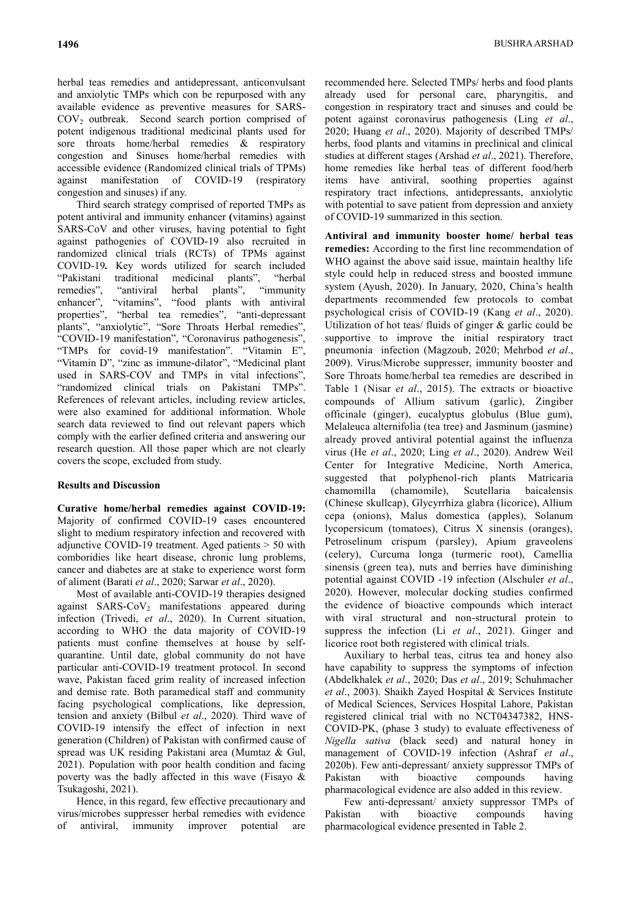herbal teas remedies and antidepressant, anticonvulsant and anxiolytic TMPs which con be repurposed with any available evidence as preventive measures for SARS-$COV_2$ outbreak. Second search portion comprised of potent indigenous traditional medicinal plants used for sore throats home/herbal remedies & respiratory congestion and Sinuses home/herbal remedies with accessible evidence (Randomized clinical trials of TPMs) against manifestation of COVID-19 (respiratory congestion and sinuses) if any.

Third search strategy comprised of reported TMPs as potent antiviral and immunity enhancer (vitamins) against SARS-CoV and other viruses, having potential to fight against pathogenies of COVID-19 also recruited in randomized clinical trials (RCTs) of TPMs against COVID-19**.** Key words utilized for search included "Pakistani traditional medicinal plants", "herbal remedies", "antiviral herbal plants", "immunity enhancer", "vitamins", "food plants with antiviral properties", "herbal tea remedies", "anti-depressant plants", "anxiolytic", "Sore Throats Herbal remedies", "COVID-19 manifestation", "Coronavirus pathogenesis", "TMPs for covid-19 manifestation". "Vitamin E", "Vitamin D", "zinc as immune-dilator", "Medicinal plant used in SARS-COV and TMPs in vital infections", "randomized clinical trials on Pakistani TMPs". References of relevant articles, including review articles, were also examined for additional information. Whole search data reviewed to find out relevant papers which comply with the earlier defined criteria and answering our research question. All those paper which are not clearly covers the scope, excluded from study.

## Results and Discussion

**Curative home/herbal remedies against COVID-19:** Majority of confirmed COVID-19 cases encountered slight to medium respiratory infection and recovered with adjunctive COVID-19 treatment. Aged patients > 50 with comboridies like heart disease, chronic lung problems, cancer and diabetes are at stake to experience worst form of aliment (Barati *et al*., 2020; Sarwar *et al*., 2020).

Most of available anti-COVID-19 therapies designed against SARS-$CoV_2$ manifestations appeared during infection (Trivedi, *et al*., 2020). In Current situation, according to WHO the data majority of COVID-19 patients must confine themselves at house by self-quarantine. Until date, global community do not have particular anti-COVID-19 treatment protocol. In second wave, Pakistan faced grim reality of increased infection and demise rate. Both paramedical staff and community facing psychological complications, like depression, tension and anxiety (Bilbul *et al*., 2020). Third wave of COVID-19 intensify the effect of infection in next generation (Children) of Pakistan with confirmed cause of spread was UK residing Pakistani area (Mumtaz & Gul, 2021). Population with poor health condition and facing poverty was the badly affected in this wave (Fisayo & Tsukagoshi, 2021).

Hence, in this regard, few effective precautionary and virus/microbes suppresser herbal remedies with evidence of antiviral, immunity improver potential are recommended here. Selected TMPs/ herbs and food plants already used for personal care, pharyngitis, and congestion in respiratory tract and sinuses and could be potent against coronavirus pathogenesis (Ling *et al*., 2020; Huang *et al*., 2020). Majority of described TMPs/ herbs, food plants and vitamins in preclinical and clinical studies at different stages (Arshad *et al*., 2021). Therefore, home remedies like herbal teas of different food/herb items have antiviral, soothing properties against respiratory tract infections, antidepressants, anxiolytic with potential to save patient from depression and anxiety of COVID-19 summarized in this section.

**Antiviral and immunity booster home/ herbal teas remedies:** According to the first line recommendation of WHO against the above said issue, maintain healthy life style could help in reduced stress and boosted immune system (Ayush, 2020). In January, 2020, China's health departments recommended few protocols to combat psychological crisis of COVID-19 (Kang *et al*., 2020). Utilization of hot teas/ fluids of ginger & garlic could be supportive to improve the initial respiratory tract pneumonia infection (Magzoub, 2020; Mehrbod *et al*., 2009). Virus/Microbe suppresser, immunity booster and Sore Throats home/herbal tea remedies are described in Table 1 (Nisar *et al*., 2015). The extracts or bioactive compounds of Allium sativum (garlic), Zingiber officinale (ginger), eucalyptus globulus (Blue gum), Melaleuca alternifolia (tea tree) and Jasminum (jasmine) already proved antiviral potential against the influenza virus (He *et al*., 2020; Ling *et al*., 2020). Andrew Weil Center for Integrative Medicine, North America, suggested that polyphenol-rich plants Matricaria chamomilla (chamomile), Scutellaria baicalensis (Chinese skullcap), Glycyrrhiza glabra (licorice), Allium cepa (onions), Malus domestica (apples), Solanum lycopersicum (tomatoes), Citrus X sinensis (oranges), Petroselinum crispum (parsley), Apium graveolens (celery), Curcuma longa (turmeric root), Camellia sinensis (green tea), nuts and berries have diminishing potential against COVID -19 infection (Alschuler *et al*., 2020). However, molecular docking studies confirmed the evidence of bioactive compounds which interact with viral structural and non-structural protein to suppress the infection (Li *et al*., 2021). Ginger and licorice root both registered with clinical trials.

Auxiliary to herbal teas, citrus tea and honey also have capability to suppress the symptoms of infection (Abdelkhalek *et al*., 2020; Das *et al*., 2019; Schuhmacher *et al*., 2003). Shaikh Zayed Hospital & Services Institute of Medical Sciences, Services Hospital Lahore, Pakistan registered clinical trial with no NCT04347382, HNS-COVID-PK, (phase 3 study) to evaluate effectiveness of *Nigella sativa* (black seed) and natural honey in management of COVID-19 infection (Ashraf *et al*., 2020b). Few anti-depressant/ anxiety suppressor TMPs of Pakistan with bioactive compounds having pharmacological evidence are also added in this review.

Few anti-depressant/ anxiety suppressor TMPs of Pakistan with bioactive compounds having pharmacological evidence presented in Table 2.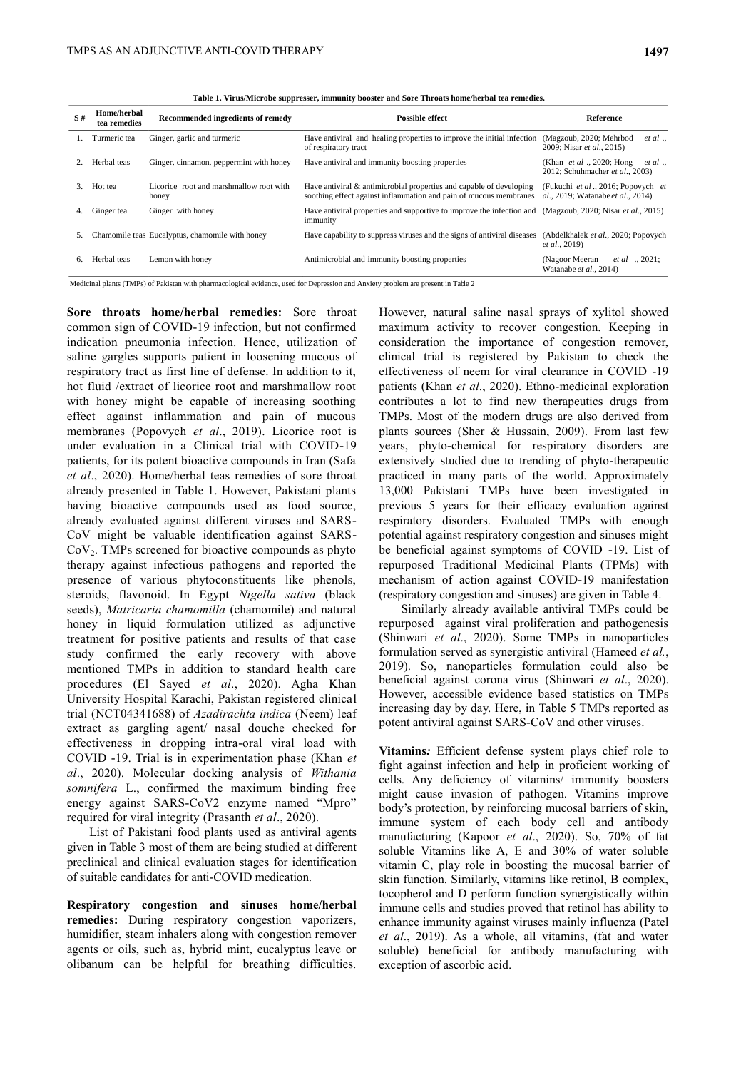**Table 1. Virus/Microbe suppresser, immunity booster and Sore Throats home/herbal tea remedies.**

| S # | Home/herbal tea remedies | Recommended ingredients of remedy | Possible effect | Reference |
|---|---|---|---|---|
| 1. | Turmeric tea | Ginger, garlic and turmeric | Have antiviral and healing properties to improve the initial infection of respiratory tract | (Magzoub, 2020; Mehrbod *et al*., 2009; Nisar *et al*., 2015) |
| 2. | Herbal teas | Ginger, cinnamon, peppermint with honey | Have antiviral and immunity boosting properties | (Khan *et al*., 2020; Hong *et al*., 2012; Schuhmacher *et al*., 2003) |
| 3. | Hot tea | Licorice root and marshmallow root with honey | Have antiviral & antimicrobial properties and capable of developing soothing effect against inflammation and pain of mucous membranes | (Fukuchi *et al*., 2016; Popovych *et al*., 2019; Watanabe *et al*., 2014) |
| 4. | Ginger tea | Ginger with honey | Have antiviral properties and supportive to improve the infection and immunity | (Magzoub, 2020; Nisar *et al*., 2015) |
| 5. | Chamomile teas | Eucalyptus, chamomile with honey | Have capability to suppress viruses and the signs of antiviral diseases | (Abdelkhalek *et al*., 2020; Popovych *et al*., 2019) |
| 6. | Herbal teas | Lemon with honey | Antimicrobial and immunity boosting properties | (Nagoor Meeran *et al*., 2021; Watanabe *et al*., 2014) |

Medicinal plants (TMPs) of Pakistan with pharmacological evidence, used for Depression and Anxiety problem are present in Table 2

**Sore throats home/herbal remedies:** Sore throat common sign of COVID-19 infection, but not confirmed indication pneumonia infection. Hence, utilization of saline gargles supports patient in loosening mucous of respiratory tract as first line of defense. In addition to it, hot fluid /extract of licorice root and marshmallow root with honey might be capable of increasing soothing effect against inflammation and pain of mucous membranes (Popovych *et al*., 2019). Licorice root is under evaluation in a Clinical trial with COVID-19 patients, for its potent bioactive compounds in Iran (Safa *et al*., 2020). Home/herbal teas remedies of sore throat already presented in Table 1. However, Pakistani plants having bioactive compounds used as food source, already evaluated against different viruses and SARS-CoV might be valuable identification against SARS-$CoV_2$. TMPs screened for bioactive compounds as phyto therapy against infectious pathogens and reported the presence of various phytoconstituents like phenols, steroids, flavonoid. In Egypt *Nigella sativa* (black seeds), *Matricaria chamomilla* (chamomile) and natural honey in liquid formulation utilized as adjunctive treatment for positive patients and results of that case study confirmed the early recovery with above mentioned TMPs in addition to standard health care procedures (El Sayed *et al*., 2020). Agha Khan University Hospital Karachi, Pakistan registered clinical trial (NCT04341688) of *Azadirachta indica* (Neem) leaf extract as gargling agent/ nasal douche checked for effectiveness in dropping intra-oral viral load with COVID -19. Trial is in experimentation phase (Khan *et al*., 2020). Molecular docking analysis of *Withania somnifera* L., confirmed the maximum binding free energy against SARS-CoV2 enzyme named "Mpro" required for viral integrity (Prasanth *et al*., 2020).

List of Pakistani food plants used as antiviral agents given in Table 3 most of them are being studied at different preclinical and clinical evaluation stages for identification of suitable candidates for anti-COVID medication.

**Respiratory congestion and sinuses home/herbal remedies:** During respiratory congestion vaporizers, humidifier, steam inhalers along with congestion remover agents or oils, such as, hybrid mint, eucalyptus leave or olibanum can be helpful for breathing difficulties. However, natural saline nasal sprays of xylitol showed maximum activity to recover congestion. Keeping in consideration the importance of congestion remover, clinical trial is registered by Pakistan to check the effectiveness of neem for viral clearance in COVID -19 patients (Khan *et al*., 2020). Ethno-medicinal exploration contributes a lot to find new therapeutics drugs from TMPs. Most of the modern drugs are also derived from plants sources (Sher & Hussain, 2009). From last few years, phyto-chemical for respiratory disorders are extensively studied due to trending of phyto-therapeutic practiced in many parts of the world. Approximately 13,000 Pakistani TMPs have been investigated in previous 5 years for their efficacy evaluation against respiratory disorders. Evaluated TMPs with enough potential against respiratory congestion and sinuses might be beneficial against symptoms of COVID -19. List of repurposed Traditional Medicinal Plants (TPMs) with mechanism of action against COVID-19 manifestation (respiratory congestion and sinuses) are given in Table 4.

Similarly already available antiviral TMPs could be repurposed against viral proliferation and pathogenesis (Shinwari *et al*., 2020). Some TMPs in nanoparticles formulation served as synergistic antiviral (Hameed *et al.*, 2019). So, nanoparticles formulation could also be beneficial against corona virus (Shinwari *et al*., 2020). However, accessible evidence based statistics on TMPs increasing day by day. Here, in Table 5 TMPs reported as potent antiviral against SARS-CoV and other viruses.

**Vitamins*:*** Efficient defense system plays chief role to fight against infection and help in proficient working of cells. Any deficiency of vitamins/ immunity boosters might cause invasion of pathogen. Vitamins improve body's protection, by reinforcing mucosal barriers of skin, immune system of each body cell and antibody manufacturing (Kapoor *et al*., 2020). So, 70% of fat soluble Vitamins like A, E and 30% of water soluble vitamin C, play role in boosting the mucosal barrier of skin function. Similarly, vitamins like retinol, B complex, tocopherol and D perform function synergistically within immune cells and studies proved that retinol has ability to enhance immunity against viruses mainly influenza (Patel *et al*., 2019). As a whole, all vitamins, (fat and water soluble) beneficial for antibody manufacturing with exception of ascorbic acid.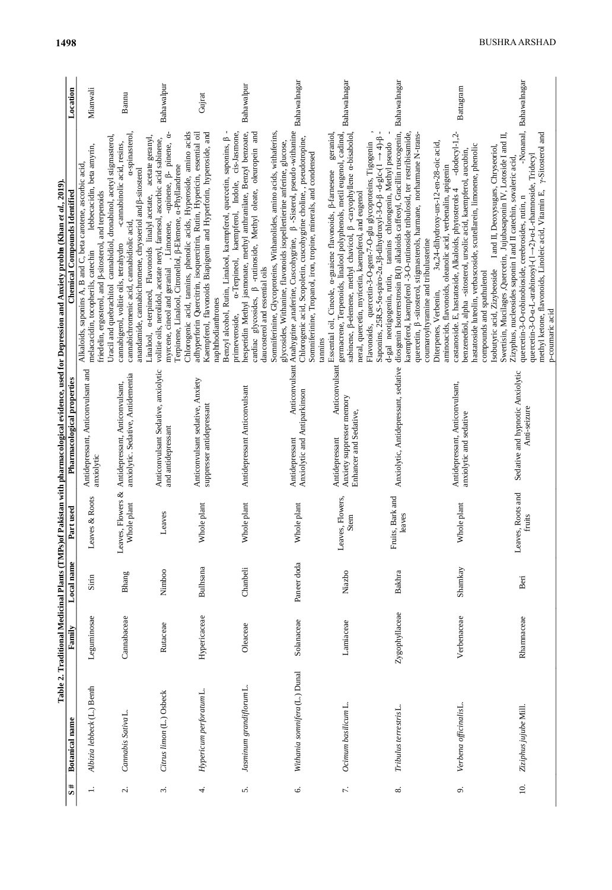**Table 2. Traditional Medicinal Plants (TMPs)of Pakistan with pharmacological evidence, used for Depression and Anxiety problm (Khan *et al.*, 2019).**

| S # | Botanical name | Family | Local name | Part used | Pharmacological properties | Chemical Compounds Identified | Location |
|---|---|---|---|---|---|---|---|
| 1. | *Albizia lebbeck* (L.) Benth | Leguminosae | Sirin | Leaves & Roots | Antidepressant, Anticonvulsant and anxiolytic | Alkaloids, saponins A, B and C, beta carotene, ascorbic acid, melacacidin, tocopherils, catechin lebbecacidin, beta amyrin, friedelin, ergosterol, and β-sitosterol, and terpenoids | Mianwali |
| 2. | *Cannabis Sativa* L. | Cannabaceae | Bhang | Leaves, Flowers & Whole plant | Antidepressant, Anticonvulsant, anxiolytic. Sedative, Antidementia | Uracil and quebrachitol cannabidiol, dronabinol, acetyl stigmasterol, cannabigerol, volitie oils, tetrahydro -cannabinolic acid, resins, cannabichromenic acid, cannabidiolic acid, α-spinasterol, anandamide, cannabichromene, chrysoeriol and β-sitosterol | Bannu |
| 3. | *Citrus limon* (L.) Osbeck | Rutaceae | Nimboo | Leaves | Anticonvulsant Sedative, anxiolytic and antidepressant | Linalool, α-terpineol, Flavonoids linalyl acetate, acetate geranyl, volitie oils, nerolidol, acetate neryl, farnesol, ascorbic acid sabinene, myrcene, cineol and geranial , Limonene, -αpinene, β- pinene, α-Terpinene, Linalool, Citronellol, β-Elemene, α-Phyllandrene | Bahawalpur |
| 4. | *Hypericum perforatum* L. | Hypericaceae | Bulhsana | Whole plant | Anticonvulsant sedative, Anxiety suppresser antidepressant | Chlorogenic acid, tannins, phenolic acids, Hyperoside, amino acids adhyperforin Quercitrin, isoquercitrin, Rutin, Hypericin, essential oil Kaempferol, flavonoids Biapigenin and Hyperforin, hyperoside, and naphthodianthrones | Gujrat |
| 5. | *Jasminum grandiflorum* L. | Oleaceae | Chanbeli | Whole plant | Antidepressant Anticonvulsant | Benzyl alcohol, Rutin, Linalool, kaempferol, quercetin, saponins, β - primeveroside, α-Terpinol, kaempferol, Indole, cis-Jasmone, hesperidin Methyl jasmonate, methyl anthranilate, Benzyl benzoate, cardiac glycosides, β -rutinoside, Methyl oleate, oleuropein and daucosterol and essential oils | Bahawalpur |
| 6. | *Withania somnifera* (L.) Dunal | Solanaceae | Paneer doda | Whole plant | Antidepressant Anticonvulsant Anxiolytic and Antiparkinson | Somniferinine, Glycoproteins, Withanolides, amino acids, withaferins, glycosides, Withanine, flavonoids isopelletierine anferine, glucose, Anahygrine ,anaferine, Cuscohygrine, β -Sisterol, pseudo-withanine Chlorogenic acid, Scopoletin, cuscohygrine choline, , pseudotropine, Somniferinine, Tropanol, iron, tropine, minerals, and condensed tannins | Bahawalnagar |
| 7. | *Ocimum basilicum* L. | Lamiaceae | Niazbo | Leaves, Flowers, Stem | Antidepressant Anticonvulsant Anxiety suppresser memory Enhancer and Sedative, | Essential oil, Cineole, α-guaiene flavonoids, β-farnesene geraniol, germacrene, Terpenoids, linalool polyphenols, metil eugenol, cadinol, sabinene, β-elemene, methyl chavicol, β -caryophyllene α-bisabolol, neral, quercetin, myricetin, kaempferol, and eugenol | Bahawalnagar |
| 8. | *Tribulus terrestris* L. | Zygophyllaceae | Bakhra | Fruits, Bark and leaves | Anxiolytic, Antidepressant, sedative | Flavonoids, quercetin-3-O-gent-7-O-glu glycoproteins, Tigogenin , Saponins, 25R,S-5α-spiro-2α,3β-dihydroxyl-3-O-β -d-glc-(1 → 4)-β - d-gal neotigogenin, rutin, tannins chlorogenin, Methyl pseudo - diosgenin Isoterrestrosin B(I) alkaloids caffeoyl, Gracillin ruscogenin, kaempferol, kaempferol -3-O-rutinoside tribulosid, ter restribisamide, quercetin, β -sitosterol, stigmasterols, harmane, norharmane N-trans-coumaroyltyramine and tribulusterine | Bahawalnagar |
| 9. | *Verbena officinalis* L. | Verbenaceae | Shamkay | Whole plant | Antidepressant, Anticonvulsant, anxiolytic and sedative | Diterpenes, Verbenin, 3α,24-dihydroxy-urs-12-en-28-oic acid, aminoacids, flavonoids, oleanolic acid, verbenalin, apigenin castanoside E, hastatoside, Alkaloids, phytosterols 4 -dodecyl-1,2-benzenediol, alpha -sitosterol, ursolic acid, kaempferol, aucubin, hastatoside luteolin, verbascoside, scutellarein, limonene, phenolic compounds and spathulenol | Battagram |
| 10. | *Ziziphus jujube* Mill. | Rhamnaceae | Beri | Leaves, Roots and fruits | Sedative and hypnotic Anxiolytic Anti-seizure | Isobutyric acid, Zizybeoside I and II, Deoxysugars, Chryseoriol, Swertisin, Mucilages Quercetin, Jujubasaponin IV, Lotoside I and II, Zizyphus, nucleosides saponin I and II catechin, sovaleric acid, quercetin-3-O-robinobioside, cerebrosides, rutin, n -Nonanal, quercetin-3-O-α-L-arabinosyl-(1→2)-α-L-rhamnoside, Tridecyl methyl ketone, flavonoids, Linoleic acid, Vitamin E, γ-Sitosterol and p-coumaric acid | Bahawalnagar |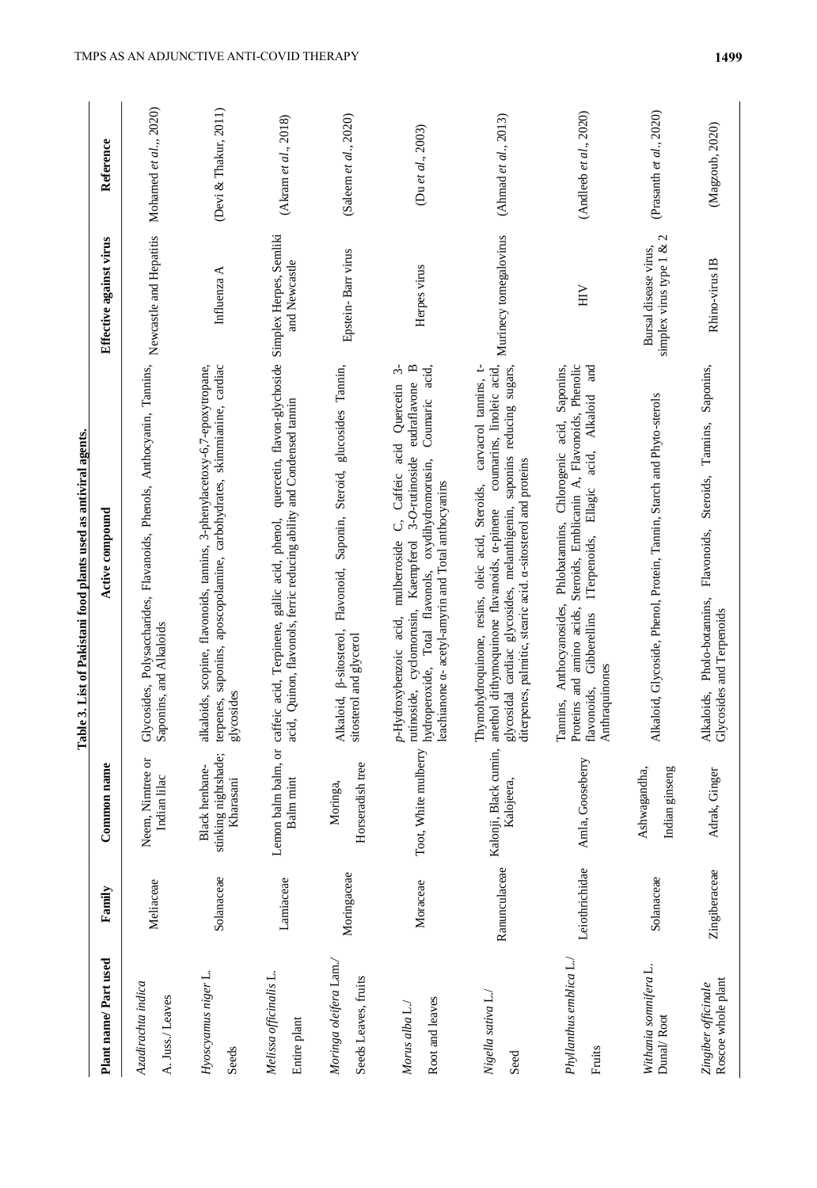**Table 3. List of Pakistani food plants used as antiviral agents.**

| Plant name/ Part used | Family | Common name | Active compound | Effective against virus | Reference |
|---|---|---|---|---|---|
| *Azadirachta indica* A. Juss./ Leaves | Meliaceae | Neem, Nimtree or Indian lilac | Glycosides, Polysaccharides, Flavanoids, Phenols, Anthocyanin, Tannins, Saponins, and Alkaloids | Newcastle and Hepatitis | Mohamed *et al*.,, 2020) |
| *Hyoscyamus niger* L. Seeds | Solanaceae | Black henbane-stinking nightshade; Kharasani | alkaloids, scopine, flavonoids, tannins, 3-phenylacetoxy-6,7-epoxytropane, terpenes, saponins, aposcopolamine, carbohydrates, skimmianine, cardiac glycosides | Influenza A | (Devi & Thakur, 2011) |
| *Melissa officinalis* L. Entire plant | Lamiaceae | Lemon balm balm, or Balm mint | caffeic acid, Terpinene, gallic acid, phenol, quercetin, flavon-glycoside acid, Quinon, flavonols, ferric reducing ability and Condensed tannin | Simplex Herpes, Semliki and Newcastle | (Akram *et al*., 2018) |
| *Moringa oleifera* Lam./ Seeds Leaves, fruits | Moringaceae | Moringa, Horseradish tree | Alkaloid, β-sitosterol, Flavonoid, Saponin, Steroid, glucosides Tannin, sitosterol and glycerol | Epstein- Barr virus | (Saleem *et al*., 2020) |
| *Morus alba* L./ Root and leaves | Moraceae | Toot, White mulberry | *p*-Hydroxybenzoic acid, mulberroside C, Caffeic acid Quercetin 3-rutinoside, cyclomorusin, Kaempferol 3-*O*-rutinoside eudraflavone B hydroperoxide, Total flavonols, oxydihydromorusin, Coumaric acid, leachianone α- acetyl-amyrin and Total anthocyanins | Herpes virus | (Du *et al*., 2003) |
| *Nigella sativa* L./ Seed | Ranunculaceae | Kalonji, Black cumin, Kalojeera, | Thymohydroquinone, resins, oleic acid, Steroids, carvacrol tannins, t-anethol dithymoquinone flavanoids, α-pinene coumarins, linoleic acid, glycosidal cardiac glycosides, melanthigenin, saponins reducing sugars, diterpenes, palmitic, stearic acid. α-sitosterol and proteins | Murinecy tomegalovirus | (Ahmad *et al*., 2013) |
| *Phyllanthus emblica* L./ Fruits | Leiothrichidae | Amla, Gooseberry | Tannins, Anthocyanosides, Phlobatannins, Chlorogenic acid, Saponins, Proteins and amino acids; Steroids, Emblicanin A, Flavonoids, Phenolic flavonoids, Gibberellins 1Terpenoids, Ellagic acid, Alkaloid and Anthraquinones | HIV | (Andleeb *et al*., 2020) |
| *Withania somnifera* L. Dunal/ Root | Solanaceae | Ashwagandha, Indian ginseng | Alkaloid, Glycoside, Phenol, Protein, Tannin, Starch and Phyto-sterols | Bursal disease virus, simplex virus type 1 & 2 | (Prasanth *et al*., 2020) |
| *Zingiber officinale* Roscoe whole plant | Zingiberaceae | Adrak, Ginger | Alkaloids, Phlolo-botannins, Flavonoids, Steroids, Tannins, Saponins, Glycosides and Terpenoids | Rhino-virus IB | (Magzoub, 2020) |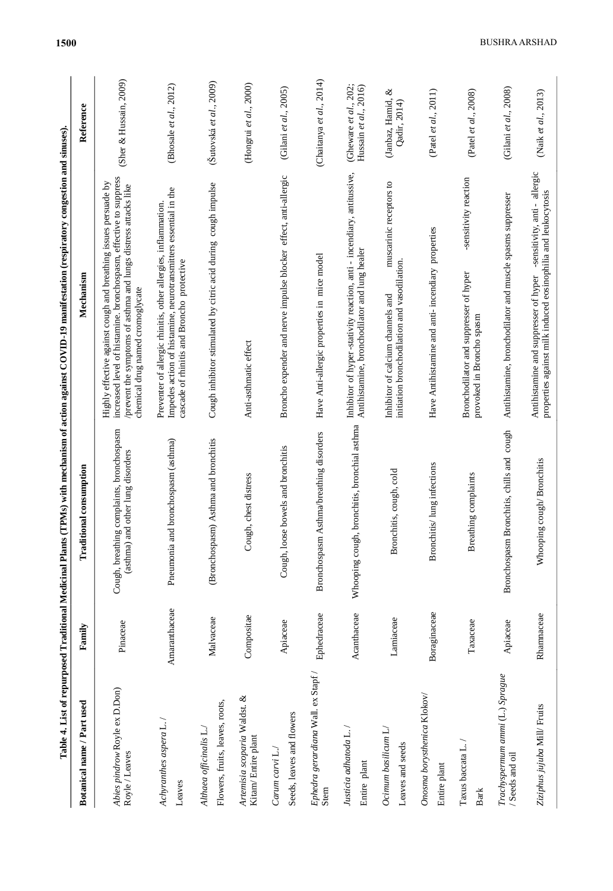**Table 4. List of repurposed Traditional Medicinal Plants (TPMs) with mechanism of action against COVID-19 manifestation (respiratory congestion and sinuses).**

| Botanical name / Part used | Family | Traditional consumption | Mechanism | Reference |
|---|---|---|---|---|
| *Abies pindrow* Royle ex D.Don) Royle / Leaves | Pinaceae | Cough, breathing complaints, bronchospasm (asthma) and other lung disorders | Highly effective against cough and breathing issues persuade by increased level of histamine. bronchospasm, effective to suppress /prevent the symptoms of asthma and lungs distress attacks like chemical drug named cromoglycate | (Sher & Hussain, 2009) |
| *Achyranthes aspera* L. / Leaves | Amaranthaceae | Pneumonia and bronchospasm (asthma) | Preventer of allergic rhinitis, other allergies, inflammation. Impedes action of histamine, neurotransmitters essential in the cascade of rhinitis and Broncho protective | (Bhosale *et al.*, 2012) |
| *Althaea officinalis* L./ Flowers, fruits, leaves, roots, | Malvaceae | (Bronchospasm) Asthma and bronchitis | Cough inhibitor stimulated by citric acid during cough impulse | (Šutovská *et al.*, 2009) |
| *Artemisia scoparia* Waldst. & Kitam/ Entire plant | Compositae | Cough, chest distress | Anti-asthmatic effect | (Hongrui *et al.*, 2000) |
| *Carum carvi* L./ Seeds, leaves and flowers | Apiaceae | Cough, loose bowels and bronchitis | Broncho expender and nerve impulse blocker effect, anti-allergic | (Gilani *et al.*, 2005) |
| *Ephedra gerardiana* Wall. ex Stapf / Stem | Ephedraceae | Bronchospasm Asthma/breathing disorders | Have Anti-allergic properties in mice model | (Chaitanya *et al.*, 2014) |
| *Justicia adhatoda* L./ Entire plant | Acanthaceae | Whooping cough, bronchitis, bronchial asthma | Inhibitor of hyper -stativity reaction, anti - incendiary, antitussive, Antihistamine, bronchodilator and lung healer | (Gheware *et al.*, 202; Hussain *et al.*, 2016) |
| *Ocimum basilicum* L/ Leaves and seeds | Lamiaceae | Bronchitis, cough, cold | Inhibitor of calcium channels and muscarinic receptors to initiation bronchodilation and vasodilation. | (Janbaz, Hamid, & Qadir, 2014) |
| *Onosma borysthenica* Klokov/ Entire plant | Boraginaceae | Bronchitis/ lung infections | Have Antihistamine and anti- incendiary properties | (Patel *et al.*, 2011) |
| Taxus baccata L. / Bark | Taxaceae | Breathing complaints | Bronchodilator and suppresser of hyper -sensitivity reaction provoked in Broncho spasm | (Patel *et al.*, 2008) |
| *Trachyspermum ammi* (L.) *Sprague* / Seeds and oil | Apiaceae | Bronchospasm Bronchitis, chills and cough | Antihistamine, bronchodilator and muscle spasms suppresser | (Gilani *et al.*, 2008) |
| *Ziziphus jujuba* Mill/ Fruits | Rhamnaceae | Whooping cough/ Bronchitis | Antihistamine and suppresser of hyper -sensitivity, anti - allergic properties against milk induced eosinophilia and leukocytosis | (Naik *et al.*, 2013) |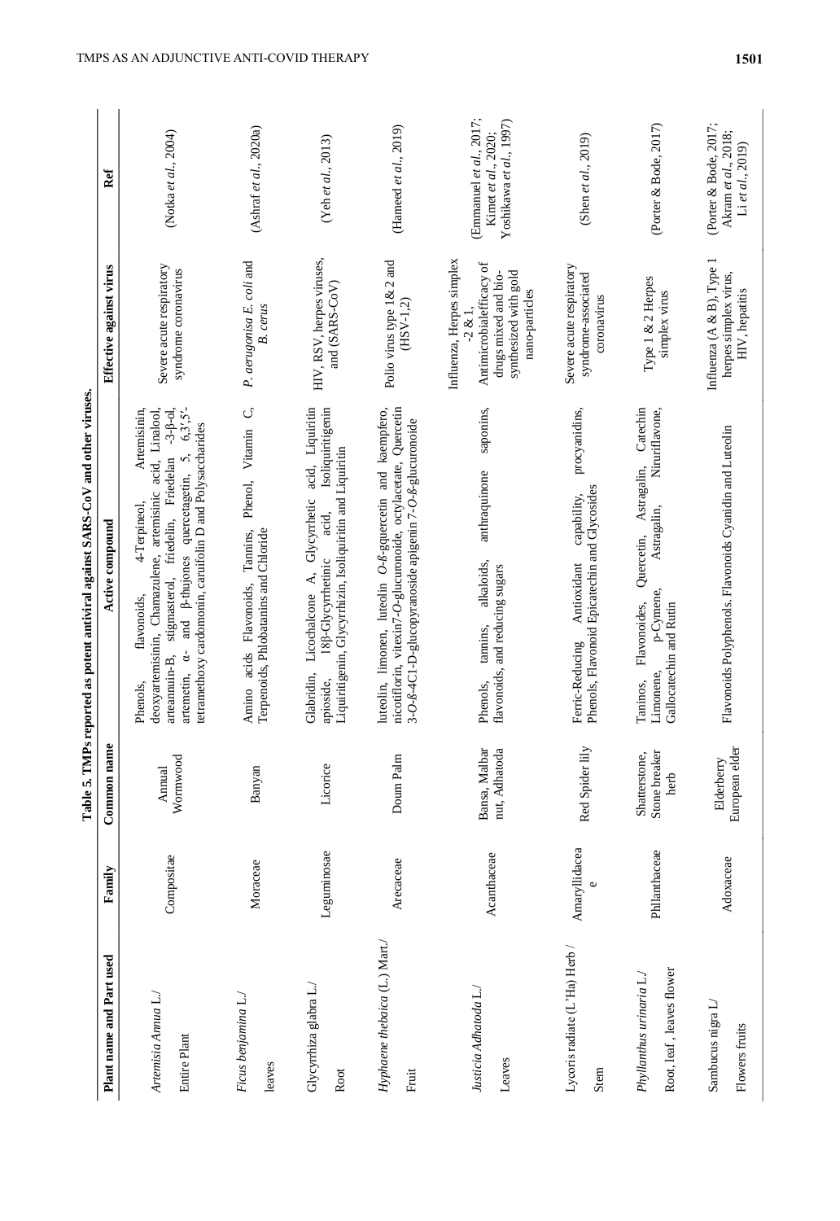**Table 5. TMPs reported as potent antiviral against SARS-CoV and other viruses.**

| Plant name and Part used | Family | Common name | Active compound | Effective against virus | Ref |
|---|---|---|---|---|---|
| *Artemisia Annua* L./ Entire Plant | Compositae | Annual Wormwood | Phenols, flavonoids, 4-Terpineol, Artemisinin, deoxyartemisinin, Chamazulene, artemisinic acid, Linalool, arteannuin-B, stigmasterol, friedelin, Friedelan -3-β-ol, artemetin, α- and β-thujones quercetagetin, 5, 6,3',5'-tetramethoxy cardomonin, caruifolin D and Polysaccharides | Severe acute respiratory syndrome coronavirus | (Notka *et al*., 2004) |
| *Ficus benjamina* L./ leaves | Moraceae | Banyan | Amino acids Flavonoids, Tannins, Phenol, Vitamin C, Terpenoids, Phlobatanins and Chloride | *P. aeruginosa E. coli* and *B. cerus* | (Ashraf *et al*., 2020a) |
| Glycyrrhiza glabra L./ Root | Leguminosae | Licorice | Glabridin, Licochalcone A, Glycyrrhetic acid, Liquiritin apioside, 18β-Glycyrrhetinic acid, Isoliquiritigenin Liquiritigenin, Glycyrrhizin, Isoliquiritin and Liquiritin | HIV, RSV, herpes viruses, and (SARS-CoV) | (Yeh *et al*., 2013) |
| *Hyphaene thebaica* (L.) Mart./ Fruit | Arecaceae | Doum Palm | luteolin, limonen, luteolin *O-ß*-gquercetin and kaempfero, nicotiflorin, vitexin7-*O*-glucuronoide, octylacetate, Quercetin 3-*O-ß*-4C1-D-glucopyranoside apigenin 7-*O-ß*-glucuronoide | Polio virus type 1& 2 and (HSV-1,2) | (Hameed *et al*., 2019) |
| *Justicia Adhatoda* L./ Leaves | Acanthaceae | Bansa, Malbar nut, Adhatoda | Phenols, tannins, alkaloids, anthraquinone saponins, flavonoids, and reducing sugars | Influenza, Herpes simplex -2 & 1, Antimicrobialefficacy of drugs mixed and bio-synthesized with gold nano-particles | (Emmanuel *et al*., 2017; Kim *et al*., 2020; Yoshikawa *et al*., 1997) |
| Lycoris radiate (L'Ha) Herb / Stem | Amaryllidaceae | Red Spider lily | Ferric-Reducing Antioxidant capability, procyanidins, Phenols, Flavonoid Epicatechin and Glycosides | Severe acute respiratory syndrome-associated coronavirus | (Shen *et al*., 2019) |
| *Phyllanthus urinaria* L./ Root, leaf , leaves flower | Phllanthaceae | Shatterstone, Stone breaker herb | Taninos, Flavonoides, Quercetin, Astragalin, Catechin Limonene, p-Cymene, Astragalin, Nirurifiavone, Gallocatechin and Rutin | Type 1 & 2 Herpes simplex virus | (Porter & Bode, 2017) |
| Sambucus nigra L/ Flowers fruits | Adoxaceae | Elderberry European elder | Flavonoids Polyphenols. Flavonoids Cyanidin and Luteolin | Influenza (A & B), Type 1 herpes simplex virus, HIV, hepatitis | (Porter & Bode, 2017; Akram *et al*., 2018; Li *et al*., 2019) |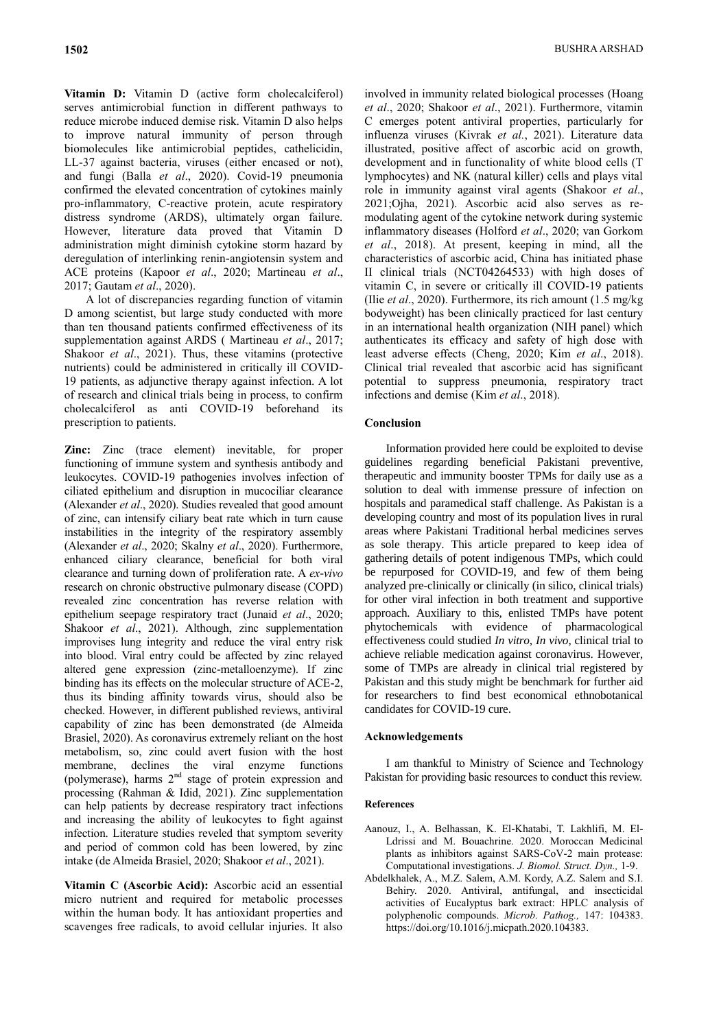**Vitamin D:** Vitamin D (active form cholecalciferol) serves antimicrobial function in different pathways to reduce microbe induced demise risk. Vitamin D also helps to improve natural immunity of person through biomolecules like antimicrobial peptides, cathelicidin, LL-37 against bacteria, viruses (either encased or not), and fungi (Balla *et al*., 2020). Covid-19 pneumonia confirmed the elevated concentration of cytokines mainly pro-inflammatory, C-reactive protein, acute respiratory distress syndrome (ARDS), ultimately organ failure. However, literature data proved that Vitamin D administration might diminish cytokine storm hazard by deregulation of interlinking renin-angiotensin system and ACE proteins (Kapoor *et al*., 2020; Martineau *et al*., 2017; Gautam *et al*., 2020).

A lot of discrepancies regarding function of vitamin D among scientist, but large study conducted with more than ten thousand patients confirmed effectiveness of its supplementation against ARDS ( Martineau *et al*., 2017; Shakoor *et al*., 2021). Thus, these vitamins (protective nutrients) could be administered in critically ill COVID-19 patients, as adjunctive therapy against infection. A lot of research and clinical trials being in process, to confirm cholecalciferol as anti COVID-19 beforehand its prescription to patients.

**Zinc:** Zinc (trace element) inevitable, for proper functioning of immune system and synthesis antibody and leukocytes. COVID-19 pathogenies involves infection of ciliated epithelium and disruption in mucociliar clearance (Alexander *et al*., 2020). Studies revealed that good amount of zinc, can intensify ciliary beat rate which in turn cause instabilities in the integrity of the respiratory assembly (Alexander *et al*., 2020; Skalny *et al*., 2020). Furthermore, enhanced ciliary clearance, beneficial for both viral clearance and turning down of proliferation rate. A *ex-vivo* research on chronic obstructive pulmonary disease (COPD) revealed zinc concentration has reverse relation with epithelium seepage respiratory tract (Junaid *et al*., 2020; Shakoor *et al*., 2021). Although, zinc supplementation improvises lung integrity and reduce the viral entry risk into blood. Viral entry could be affected by zinc relayed altered gene expression (zinc-metalloenzyme). If zinc binding has its effects on the molecular structure of ACE-2, thus its binding affinity towards virus, should also be checked. However, in different published reviews, antiviral capability of zinc has been demonstrated (de Almeida Brasiel, 2020). As coronavirus extremely reliant on the host metabolism, so, zinc could avert fusion with the host membrane, declines the viral enzyme functions (polymerase), harms 2nd stage of protein expression and processing (Rahman & Idid, 2021). Zinc supplementation can help patients by decrease respiratory tract infections and increasing the ability of leukocytes to fight against infection. Literature studies reveled that symptom severity and period of common cold has been lowered, by zinc intake (de Almeida Brasiel, 2020; Shakoor *et al*., 2021).

**Vitamin C (Ascorbic Acid):** Ascorbic acid an essential micro nutrient and required for metabolic processes within the human body. It has antioxidant properties and scavenges free radicals, to avoid cellular injuries. It also involved in immunity related biological processes (Hoang *et al*., 2020; Shakoor *et al*., 2021). Furthermore, vitamin C emerges potent antiviral properties, particularly for influenza viruses (Kivrak *et al*., 2021). Literature data illustrated, positive affect of ascorbic acid on growth, development and in functionality of white blood cells (T lymphocytes) and NK (natural killer) cells and plays vital role in immunity against viral agents (Shakoor *et al*., 2021;Ojha, 2021). Ascorbic acid also serves as re-modulating agent of the cytokine network during systemic inflammatory diseases (Holford *et al*., 2020; van Gorkom *et al*., 2018). At present, keeping in mind, all the characteristics of ascorbic acid, China has initiated phase II clinical trials (NCT04264533) with high doses of vitamin C, in severe or critically ill COVID-19 patients (Ilie *et al*., 2020). Furthermore, its rich amount (1.5 mg/kg bodyweight) has been clinically practiced for last century in an international health organization (NIH panel) which authenticates its efficacy and safety of high dose with least adverse effects (Cheng, 2020; Kim *et al*., 2018). Clinical trial revealed that ascorbic acid has significant potential to suppress pneumonia, respiratory tract infections and demise (Kim *et al*., 2018).

## Conclusion

Information provided here could be exploited to devise guidelines regarding beneficial Pakistani preventive, therapeutic and immunity booster TPMs for daily use as a solution to deal with immense pressure of infection on hospitals and paramedical staff challenge. As Pakistan is a developing country and most of its population lives in rural areas where Pakistani Traditional herbal medicines serves as sole therapy. This article prepared to keep idea of gathering details of potent indigenous TMPs, which could be repurposed for COVID-19, and few of them being analyzed pre-clinically or clinically (in silico, clinical trials) for other viral infection in both treatment and supportive approach. Auxiliary to this, enlisted TMPs have potent phytochemicals with evidence of pharmacological effectiveness could studied *In vitro*, *In vivo*, clinical trial to achieve reliable medication against coronavirus. However, some of TMPs are already in clinical trial registered by Pakistan and this study might be benchmark for further aid for researchers to find best economical ethnobotanical candidates for COVID-19 cure.

## Acknowledgements

I am thankful to Ministry of Science and Technology Pakistan for providing basic resources to conduct this review.

## References

Aanouz, I., A. Belhassan, K. El-Khatabi, T. Lakhlifi, M. El-Ldrissi and M. Bouachrine. 2020. Moroccan Medicinal plants as inhibitors against SARS-CoV-2 main protease: Computational investigations. *J. Biomol. Struct. Dyn.,* 1-9.

Abdelkhalek, A., M.Z. Salem, A.M. Kordy, A.Z. Salem and S.I. Behiry. 2020. Antiviral, antifungal, and insecticidal activities of Eucalyptus bark extract: HPLC analysis of polyphenolic compounds. *Microb. Pathog.,* 147: 104383. https://doi.org/10.1016/j.micpath.2020.104383.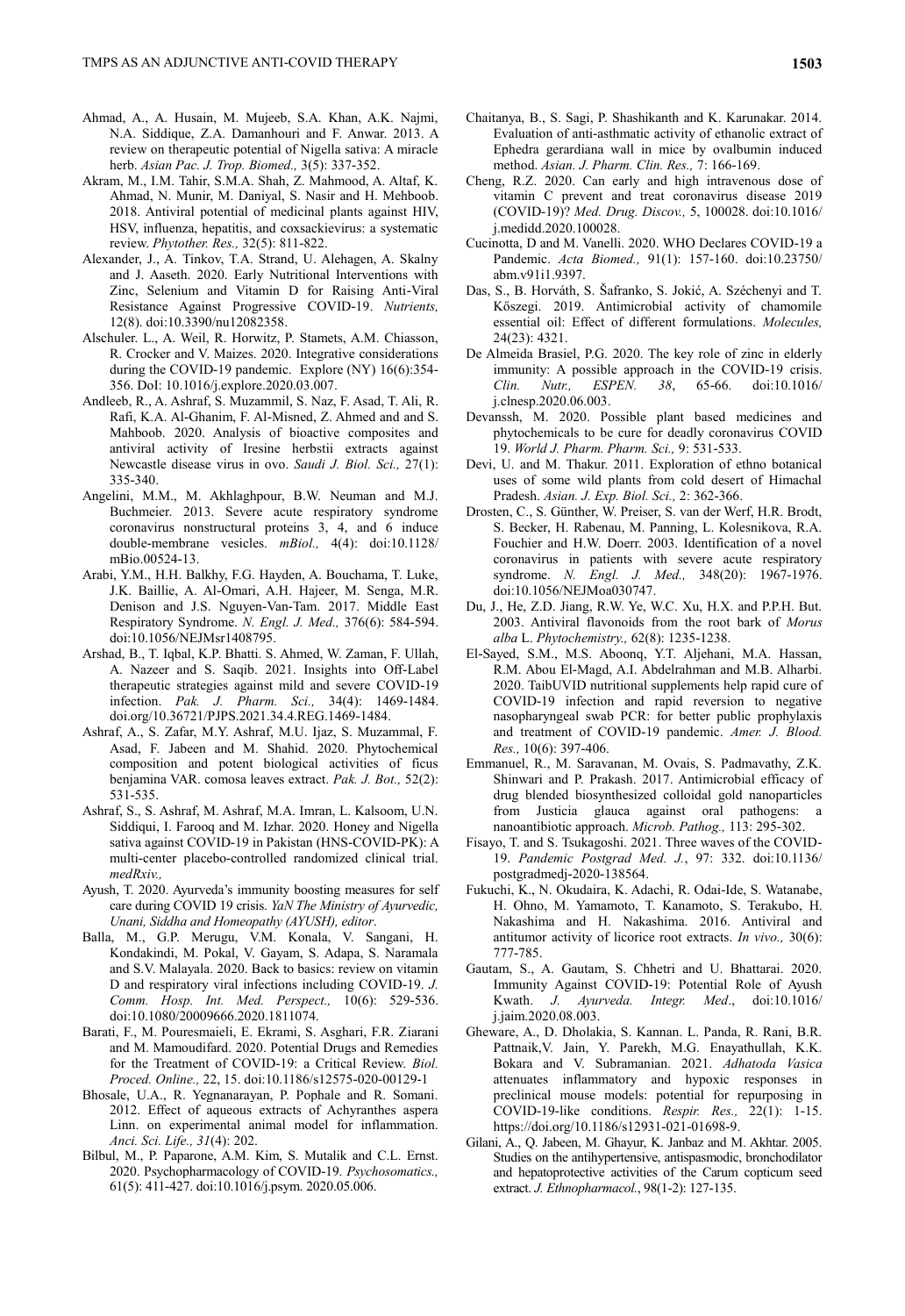Ahmad, A., A. Husain, M. Mujeeb, S.A. Khan, A.K. Najmi, N.A. Siddique, Z.A. Damanhouri and F. Anwar. 2013. A review on therapeutic potential of Nigella sativa: A miracle herb. *Asian Pac. J. Trop. Biomed.,* 3(5): 337-352.

Akram, M., I.M. Tahir, S.M.A. Shah, Z. Mahmood, A. Altaf, K. Ahmad, N. Munir, M. Daniyal, S. Nasir and H. Mehboob. 2018. Antiviral potential of medicinal plants against HIV, HSV, influenza, hepatitis, and coxsackievirus: a systematic review. *Phytother. Res.,* 32(5): 811-822.

Alexander, J., A. Tinkov, T.A. Strand, U. Alehagen, A. Skalny and J. Aaseth. 2020. Early Nutritional Interventions with Zinc, Selenium and Vitamin D for Raising Anti-Viral Resistance Against Progressive COVID-19. *Nutrients,* 12(8). doi:10.3390/nu12082358.

Alschuler. L., A. Weil, R. Horwitz, P. Stamets, A.M. Chiasson, R. Crocker and V. Maizes. 2020. Integrative considerations during the COVID-19 pandemic. Explore (NY) 16(6):354-356. DoI: 10.1016/j.explore.2020.03.007.

Andleeb, R., A. Ashraf, S. Muzammil, S. Naz, F. Asad, T. Ali, R. Rafi, K.A. Al-Ghanim, F. Al-Misned, Z. Ahmed and and S. Mahboob. 2020. Analysis of bioactive composites and antiviral activity of Iresine herbstii extracts against Newcastle disease virus in ovo. *Saudi J. Biol. Sci.,* 27(1): 335-340.

Angelini, M.M., M. Akhlaghpour, B.W. Neuman and M.J. Buchmeier. 2013. Severe acute respiratory syndrome coronavirus nonstructural proteins 3, 4, and 6 induce double-membrane vesicles. *mBiol.,* 4(4): doi:10.1128/ mBio.00524-13.

Arabi, Y.M., H.H. Balkhy, F.G. Hayden, A. Bouchama, T. Luke, J.K. Baillie, A. Al-Omari, A.H. Hajeer, M. Senga, M.R. Denison and J.S. Nguyen-Van-Tam. 2017. Middle East Respiratory Syndrome. *N. Engl. J. Med.,* 376(6): 584-594. doi:10.1056/NEJMsr1408795.

Arshad, B., T. Iqbal, K.P. Bhatti. S. Ahmed, W. Zaman, F. Ullah, A. Nazeer and S. Saqib. 2021. Insights into Off-Label therapeutic strategies against mild and severe COVID-19 infection. *Pak. J. Pharm. Sci.,* 34(4): 1469-1484. doi.org/10.36721/PJPS.2021.34.4.REG.1469-1484.

Ashraf, A., S. Zafar, M.Y. Ashraf, M.U. Ijaz, S. Muzammal, F. Asad, F. Jabeen and M. Shahid. 2020. Phytochemical composition and potent biological activities of ficus benjamina VAR. comosa leaves extract. *Pak. J. Bot.,* 52(2): 531-535.

Ashraf, S., S. Ashraf, M. Ashraf, M.A. Imran, L. Kalsoom, U.N. Siddiqui, I. Farooq and M. Izhar. 2020. Honey and Nigella sativa against COVID-19 in Pakistan (HNS-COVID-PK): A multi-center placebo-controlled randomized clinical trial. *medRxiv.,*

Ayush, T. 2020. Ayurveda's immunity boosting measures for self care during COVID 19 crisis. *YaN The Ministry of Ayurvedic, Unani, Siddha and Homeopathy (AYUSH), editor*.

Balla, M., G.P. Merugu, V.M. Konala, V. Sangani, H. Kondakindi, M. Pokal, V. Gayam, S. Adapa, S. Naramala and S.V. Malayala. 2020. Back to basics: review on vitamin D and respiratory viral infections including COVID-19. *J. Comm. Hosp. Int. Med. Perspect.,* 10(6): 529-536. doi:10.1080/20009666.2020.1811074.

Barati, F., M. Pouresmaieli, E. Ekrami, S. Asghari, F.R. Ziarani and M. Mamoudifard. 2020. Potential Drugs and Remedies for the Treatment of COVID-19: a Critical Review. *Biol. Proced. Online.,* 22, 15. doi:10.1186/s12575-020-00129-1

Bhosale, U.A., R. Yegnanarayan, P. Pophale and R. Somani. 2012. Effect of aqueous extracts of Achyranthes aspera Linn. on experimental animal model for inflammation. *Anci. Sci. Life., 31*(4): 202.

Bilbul, M., P. Paparone, A.M. Kim, S. Mutalik and C.L. Ernst. 2020. Psychopharmacology of COVID-19. *Psychosomatics.,* 61(5): 411-427. doi:10.1016/j.psym. 2020.05.006.

Chaitanya, B., S. Sagi, P. Shashikanth and K. Karunakar. 2014. Evaluation of anti-asthmatic activity of ethanolic extract of Ephedra gerardiana wall in mice by ovalbumin induced method. *Asian. J. Pharm. Clin. Res.,* 7: 166-169.

Cheng, R.Z. 2020. Can early and high intravenous dose of vitamin C prevent and treat coronavirus disease 2019 (COVID-19)? *Med. Drug. Discov.,* 5, 100028. doi:10.1016/ j.medidd.2020.100028.

Cucinotta, D and M. Vanelli. 2020. WHO Declares COVID-19 a Pandemic. *Acta Biomed.,* 91(1): 157-160. doi:10.23750/ abm.v91i1.9397.

Das, S., B. Horváth, S. Šafranko, S. Jokić, A. Széchenyi and T. Kőszegi. 2019. Antimicrobial activity of chamomile essential oil: Effect of different formulations. *Molecules,* 24(23): 4321.

De Almeida Brasiel, P.G. 2020. The key role of zinc in elderly immunity: A possible approach in the COVID-19 crisis. *Clin. Nutr., ESPEN. 38*, 65-66. doi:10.1016/ j.clnesp.2020.06.003.

Devanssh, M. 2020. Possible plant based medicines and phytochemicals to be cure for deadly coronavirus COVID 19. *World J. Pharm. Pharm. Sci.,* 9: 531-533.

Devi, U. and M. Thakur. 2011. Exploration of ethno botanical uses of some wild plants from cold desert of Himachal Pradesh. *Asian. J. Exp. Biol. Sci.,* 2: 362-366.

Drosten, C., S. Günther, W. Preiser, S. van der Werf, H.R. Brodt, S. Becker, H. Rabenau, M. Panning, L. Kolesnikova, R.A. Fouchier and H.W. Doerr. 2003. Identification of a novel coronavirus in patients with severe acute respiratory syndrome. *N. Engl. J. Med.,* 348(20): 1967-1976. doi:10.1056/NEJMoa030747.

Du, J., He, Z.D. Jiang, R.W. Ye, W.C. Xu, H.X. and P.P.H. But. 2003. Antiviral flavonoids from the root bark of *Morus alba* L. *Phytochemistry.,* 62(8): 1235-1238.

El-Sayed, S.M., M.S. Aboonq, Y.T. Aljehani, M.A. Hassan, R.M. Abou El-Magd, A.I. Abdelrahman and M.B. Alharbi. 2020. TaibUVID nutritional supplements help rapid cure of COVID-19 infection and rapid reversion to negative nasopharyngeal swab PCR: for better public prophylaxis and treatment of COVID-19 pandemic. *Amer. J. Blood. Res.,* 10(6): 397-406.

Emmanuel, R., M. Saravanan, M. Ovais, S. Padmavathy, Z.K. Shinwari and P. Prakash. 2017. Antimicrobial efficacy of drug blended biosynthesized colloidal gold nanoparticles from Justicia glauca against oral pathogens: a nanoantibiotic approach. *Microb. Pathog.,* 113: 295-302.

Fisayo, T. and S. Tsukagoshi. 2021. Three waves of the COVID-19. *Pandemic Postgrad Med. J.*, 97: 332. doi:10.1136/ postgradmedj-2020-138564.

Fukuchi, K., N. Okudaira, K. Adachi, R. Odai-Ide, S. Watanabe, H. Ohno, M. Yamamoto, T. Kanamoto, S. Terakubo, H. Nakashima and H. Nakashima. 2016. Antiviral and antitumor activity of licorice root extracts. *In vivo.,* 30(6): 777-785.

Gautam, S., A. Gautam, S. Chhetri and U. Bhattarai. 2020. Immunity Against COVID-19: Potential Role of Ayush Kwath. *J. Ayurveda. Integr. Med*., doi:10.1016/ j.jaim.2020.08.003.

Gheware, A., D. Dholakia, S. Kannan. L. Panda, R. Rani, B.R. Pattnaik,V. Jain, Y. Parekh, M.G. Enayathullah, K.K. Bokara and V. Subramanian. 2021. *Adhatoda Vasica* attenuates inflammatory and hypoxic responses in preclinical mouse models: potential for repurposing in COVID-19-like conditions. *Respir. Res.,* 22(1): 1-15. https://doi.org/10.1186/s12931-021-01698-9.

Gilani, A., Q. Jabeen, M. Ghayur, K. Janbaz and M. Akhtar. 2005. Studies on the antihypertensive, antispasmodic, bronchodilator and hepatoprotective activities of the Carum copticum seed extract. *J. Ethnopharmacol.*, 98(1-2): 127-135.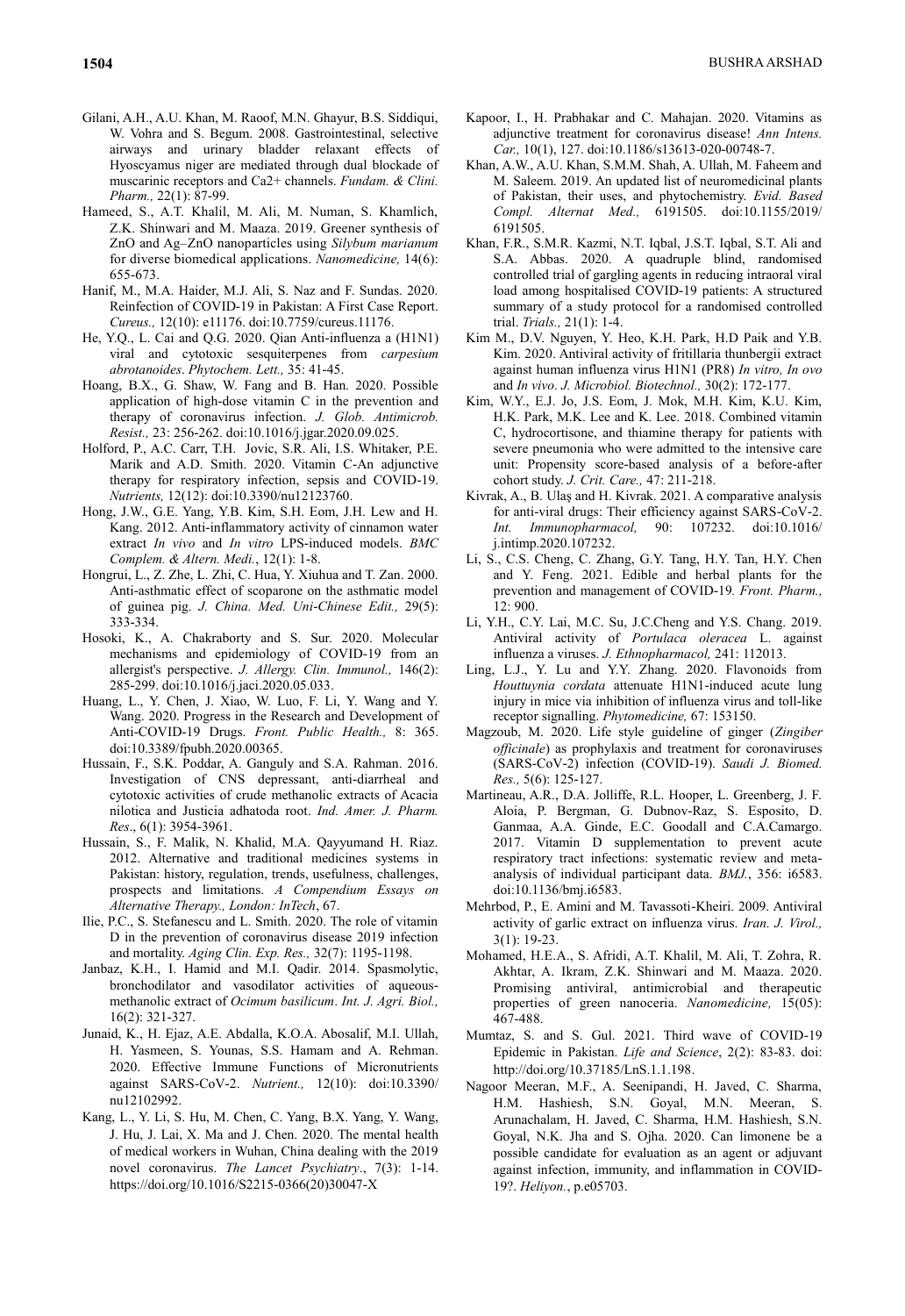Gilani, A.H., A.U. Khan, M. Raoof, M.N. Ghayur, B.S. Siddiqui, W. Vohra and S. Begum. 2008. Gastrointestinal, selective airways and urinary bladder relaxant effects of Hyoscyamus niger are mediated through dual blockade of muscarinic receptors and Ca2+ channels. *Fundam. & Clini. Pharm.,* 22(1): 87-99.

Hameed, S., A.T. Khalil, M. Ali, M. Numan, S. Khamlich, Z.K. Shinwari and M. Maaza. 2019. Greener synthesis of ZnO and Ag–ZnO nanoparticles using *Silybum marianum* for diverse biomedical applications. *Nanomedicine,* 14(6): 655-673.

Hanif, M., M.A. Haider, M.J. Ali, S. Naz and F. Sundas. 2020. Reinfection of COVID-19 in Pakistan: A First Case Report. *Cureus.,* 12(10): e11176. doi:10.7759/cureus.11176.

He, Y.Q., L. Cai and Q.G. 2020. Qian Anti-influenza a (H1N1) viral and cytotoxic sesquiterpenes from *carpesium abrotanoides*. *Phytochem. Lett.,* 35: 41-45.

Hoang, B.X., G. Shaw, W. Fang and B. Han. 2020. Possible application of high-dose vitamin C in the prevention and therapy of coronavirus infection. *J. Glob. Antimicrob. Resist.,* 23: 256-262. doi:10.1016/j.jgar.2020.09.025.

Holford, P., A.C. Carr, T.H. Jovic, S.R. Ali, I.S. Whitaker, P.E. Marik and A.D. Smith. 2020. Vitamin C-An adjunctive therapy for respiratory infection, sepsis and COVID-19. *Nutrients,* 12(12): doi:10.3390/nu12123760.

Hong, J.W., G.E. Yang, Y.B. Kim, S.H. Eom, J.H. Lew and H. Kang. 2012. Anti-inflammatory activity of cinnamon water extract *In vivo* and *In vitro* LPS-induced models. *BMC Complem. & Altern. Medi.*, 12(1): 1-8.

Hongrui, L., Z. Zhe, L. Zhi, C. Hua, Y. Xiuhua and T. Zan. 2000. Anti-asthmatic effect of scoparone on the asthmatic model of guinea pig. *J. China. Med. Uni-Chinese Edit.,* 29(5): 333-334.

Hosoki, K., A. Chakraborty and S. Sur. 2020. Molecular mechanisms and epidemiology of COVID-19 from an allergist's perspective. *J. Allergy. Clin. Immunol.,* 146(2): 285-299. doi:10.1016/j.jaci.2020.05.033.

Huang, L., Y. Chen, J. Xiao, W. Luo, F. Li, Y. Wang and Y. Wang. 2020. Progress in the Research and Development of Anti-COVID-19 Drugs. *Front. Public Health.,* 8: 365. doi:10.3389/fpubh.2020.00365.

Hussain, F., S.K. Poddar, A. Ganguly and S.A. Rahman. 2016. Investigation of CNS depressant, anti-diarrheal and cytotoxic activities of crude methanolic extracts of Acacia nilotica and Justicia adhatoda root. *Ind. Amer. J. Pharm. Res*., 6(1): 3954-3961.

Hussain, S., F. Malik, N. Khalid, M.A. Qayyumand H. Riaz. 2012. Alternative and traditional medicines systems in Pakistan: history, regulation, trends, usefulness, challenges, prospects and limitations. *A Compendium Essays on Alternative Therapy., London: InTech*, 67.

Ilie, P.C., S. Stefanescu and L. Smith. 2020. The role of vitamin D in the prevention of coronavirus disease 2019 infection and mortality. *Aging Clin. Exp. Res.,* 32(7): 1195-1198.

Janbaz, K.H., I. Hamid and M.I. Qadir. 2014. Spasmolytic, bronchodilator and vasodilator activities of aqueous-methanolic extract of *Ocimum basilicum*. *Int. J. Agri. Biol.,* 16(2): 321-327.

Junaid, K., H. Ejaz, A.E. Abdalla, K.O.A. Abosalif, M.I. Ullah, H. Yasmeen, S. Younas, S.S. Hamam and A. Rehman. 2020. Effective Immune Functions of Micronutrients against SARS-CoV-2. *Nutrient.,* 12(10): doi:10.3390/nu12102992.

Kang, L., Y. Li, S. Hu, M. Chen, C. Yang, B.X. Yang, Y. Wang, J. Hu, J. Lai, X. Ma and J. Chen. 2020. The mental health of medical workers in Wuhan, China dealing with the 2019 novel coronavirus. *The Lancet Psychiatry*., 7(3): 1-14. https://doi.org/10.1016/S2215-0366(20)30047-X

Kapoor, I., H. Prabhakar and C. Mahajan. 2020. Vitamins as adjunctive treatment for coronavirus disease! *Ann Intens. Car.,* 10(1), 127. doi:10.1186/s13613-020-00748-7.

Khan, A.W., A.U. Khan, S.M.M. Shah, A. Ullah, M. Faheem and M. Saleem. 2019. An updated list of neuromedicinal plants of Pakistan, their uses, and phytochemistry. *Evid. Based Compl. Alternat Med.,* 6191505. doi:10.1155/2019/6191505.

Khan, F.R., S.M.R. Kazmi, N.T. Iqbal, J.S.T. Iqbal, S.T. Ali and S.A. Abbas. 2020. A quadruple blind, randomised controlled trial of gargling agents in reducing intraoral viral load among hospitalised COVID-19 patients: A structured summary of a study protocol for a randomised controlled trial. *Trials.,* 21(1): 1-4.

Kim M., D.V. Nguyen, Y. Heo, K.H. Park, H.D Paik and Y.B. Kim. 2020. Antiviral activity of fritillaria thunbergii extract against human influenza virus H1N1 (PR8) *In vitro, In ovo* and *In vivo*. *J. Microbiol. Biotechnol.,* 30(2): 172-177.

Kim, W.Y., E.J. Jo, J.S. Eom, J. Mok, M.H. Kim, K.U. Kim, H.K. Park, M.K. Lee and K. Lee. 2018. Combined vitamin C, hydrocortisone, and thiamine therapy for patients with severe pneumonia who were admitted to the intensive care unit: Propensity score-based analysis of a before-after cohort study. *J. Crit. Care.,* 47: 211-218.

Kivrak, A., B. Ulaş and H. Kivrak. 2021. A comparative analysis for anti-viral drugs: Their efficiency against SARS-CoV-2. *Int. Immunopharmacol,* 90: 107232. doi:10.1016/j.intimp.2020.107232.

Li, S., C.S. Cheng, C. Zhang, G.Y. Tang, H.Y. Tan, H.Y. Chen and Y. Feng. 2021. Edible and herbal plants for the prevention and management of COVID-19*. Front. Pharm.,* 12: 900.

Li, Y.H., C.Y. Lai, M.C. Su, J.C.Cheng and Y.S. Chang. 2019. Antiviral activity of *Portulaca oleracea* L. against influenza a viruses. *J. Ethnopharmacol,* 241: 112013.

Ling, L.J., Y. Lu and Y.Y. Zhang. 2020. Flavonoids from *Houttuynia cordata* attenuate H1N1-induced acute lung injury in mice via inhibition of influenza virus and toll-like receptor signalling. *Phytomedicine,* 67: 153150.

Magzoub, M. 2020. Life style guideline of ginger (*Zingiber officinale*) as prophylaxis and treatment for coronaviruses (SARS-CoV-2) infection (COVID-19). *Saudi J. Biomed. Res.,* 5(6): 125-127.

Martineau, A.R., D.A. Jolliffe, R.L. Hooper, L. Greenberg, J. F. Aloia, P. Bergman, G. Dubnov-Raz, S. Esposito, D. Ganmaa, A.A. Ginde, E.C. Goodall and C.A.Camargo. 2017. Vitamin D supplementation to prevent acute respiratory tract infections: systematic review and meta-analysis of individual participant data. *BMJ.*, 356: i6583. doi:10.1136/bmj.i6583.

Mehrbod, P., E. Amini and M. Tavassoti-Kheiri. 2009. Antiviral activity of garlic extract on influenza virus. *Iran. J. Virol.,* 3(1): 19-23.

Mohamed, H.E.A., S. Afridi, A.T. Khalil, M. Ali, T. Zohra, R. Akhtar, A. Ikram, Z.K. Shinwari and M. Maaza. 2020. Promising antiviral, antimicrobial and therapeutic properties of green nanoceria. *Nanomedicine,* 15(05): 467-488.

Mumtaz, S. and S. Gul. 2021. Third wave of COVID-19 Epidemic in Pakistan. *Life and Science*, 2(2): 83-83. doi: http://doi.org/10.37185/LnS.1.1.198.

Nagoor Meeran, M.F., A. Seenipandi, H. Javed, C. Sharma, H.M. Hashiesh, S.N. Goyal, M.N. Meeran, S. Arunachalam, H. Javed, C. Sharma, H.M. Hashiesh, S.N. Goyal, N.K. Jha and S. Ojha. 2020. Can limonene be a possible candidate for evaluation as an agent or adjuvant against infection, immunity, and inflammation in COVID-19?. *Heliyon.*, p.e05703.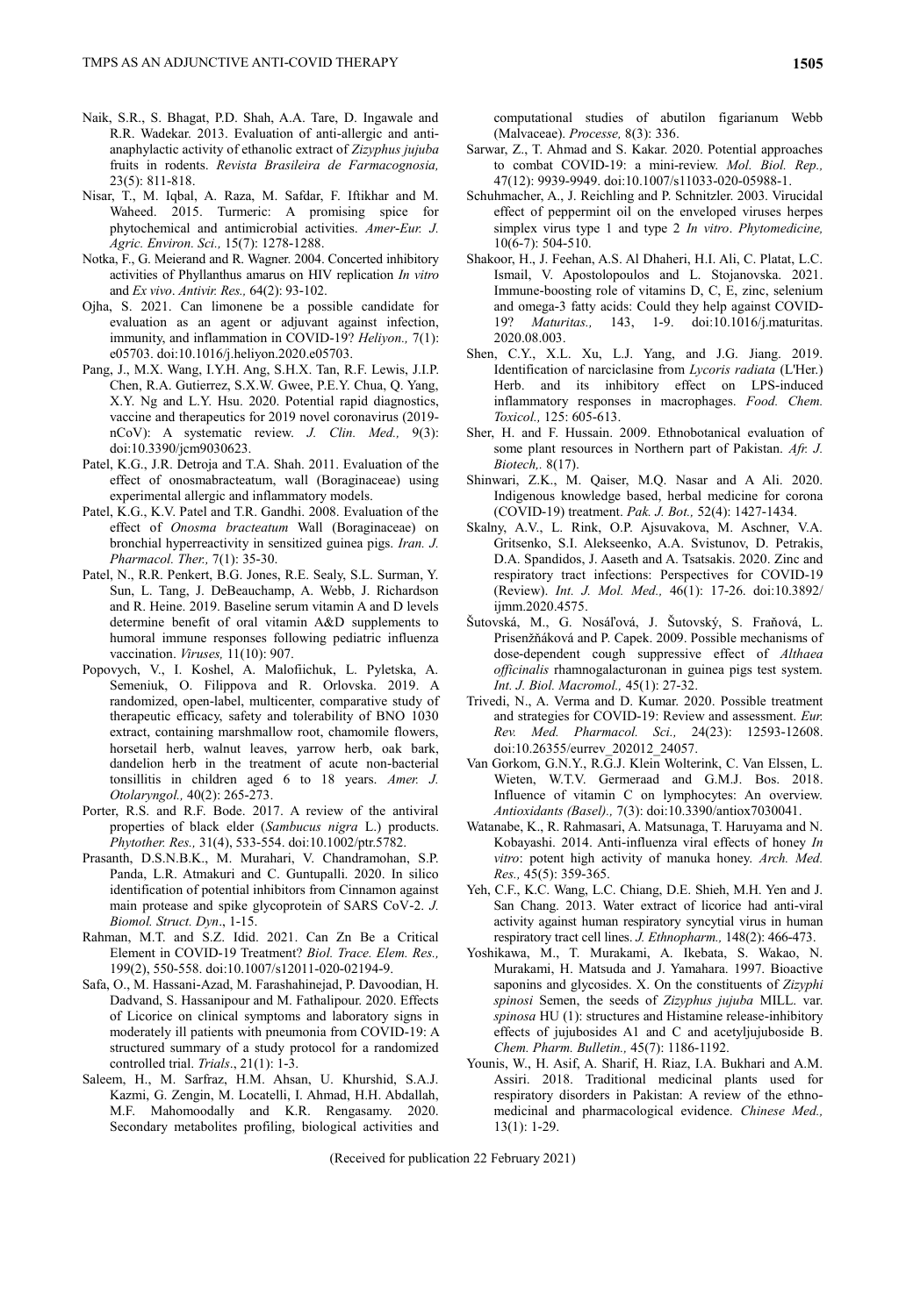Naik, S.R., S. Bhagat, P.D. Shah, A.A. Tare, D. Ingawale and R.R. Wadekar. 2013. Evaluation of anti-allergic and anti-anaphylactic activity of ethanolic extract of *Zizyphus jujuba* fruits in rodents. *Revista Brasileira de Farmacognosia,* 23(5): 811-818.

Nisar, T., M. Iqbal, A. Raza, M. Safdar, F. Iftikhar and M. Waheed. 2015. Turmeric: A promising spice for phytochemical and antimicrobial activities. *Amer-Eur. J. Agric. Environ. Sci.,* 15(7): 1278-1288.

Notka, F., G. Meierand and R. Wagner. 2004. Concerted inhibitory activities of Phyllanthus amarus on HIV replication *In vitro* and *Ex vivo*. *Antivir. Res.,* 64(2): 93-102.

Ojha, S. 2021. Can limonene be a possible candidate for evaluation as an agent or adjuvant against infection, immunity, and inflammation in COVID-19? *Heliyon.,* 7(1): e05703. doi:10.1016/j.heliyon.2020.e05703.

Pang, J., M.X. Wang, I.Y.H. Ang, S.H.X. Tan, R.F. Lewis, J.I.P. Chen, R.A. Gutierrez, S.X.W. Gwee, P.E.Y. Chua, Q. Yang, X.Y. Ng and L.Y. Hsu. 2020. Potential rapid diagnostics, vaccine and therapeutics for 2019 novel coronavirus (2019-nCoV): A systematic review. *J. Clin. Med.,* 9(3): doi:10.3390/jcm9030623.

Patel, K.G., J.R. Detroja and T.A. Shah. 2011. Evaluation of the effect of onosmabracteatum, wall (Boraginaceae) using experimental allergic and inflammatory models.

Patel, K.G., K.V. Patel and T.R. Gandhi. 2008. Evaluation of the effect of *Onosma bracteatum* Wall (Boraginaceae) on bronchial hyperreactivity in sensitized guinea pigs. *Iran. J. Pharmacol. Ther.,* 7(1): 35-30.

Patel, N., R.R. Penkert, B.G. Jones, R.E. Sealy, S.L. Surman, Y. Sun, L. Tang, J. DeBeauchamp, A. Webb, J. Richardson and R. Heine. 2019. Baseline serum vitamin A and D levels determine benefit of oral vitamin A&D supplements to humoral immune responses following pediatric influenza vaccination. *Viruses,* 11(10): 907.

Popovych, V., I. Koshel, A. Malofiichuk, L. Pyletska, A. Semeniuk, O. Filippova and R. Orlovska. 2019. A randomized, open-label, multicenter, comparative study of therapeutic efficacy, safety and tolerability of BNO 1030 extract, containing marshmallow root, chamomile flowers, horsetail herb, walnut leaves, yarrow herb, oak bark, dandelion herb in the treatment of acute non-bacterial tonsillitis in children aged 6 to 18 years. *Amer. J. Otolaryngol.,* 40(2): 265-273.

Porter, R.S. and R.F. Bode. 2017. A review of the antiviral properties of black elder (*Sambucus nigra* L.) products. *Phytother. Res.,* 31(4), 533-554. doi:10.1002/ptr.5782.

Prasanth, D.S.N.B.K., M. Murahari, V. Chandramohan, S.P. Panda, L.R. Atmakuri and C. Guntupalli. 2020. In silico identification of potential inhibitors from Cinnamon against main protease and spike glycoprotein of SARS CoV-2. *J. Biomol. Struct. Dyn*., 1-15.

Rahman, M.T. and S.Z. Idid. 2021. Can Zn Be a Critical Element in COVID-19 Treatment? *Biol. Trace. Elem. Res.,* 199(2), 550-558. doi:10.1007/s12011-020-02194-9.

Safa, O., M. Hassani-Azad, M. Farashahinejad, P. Davoodian, H. Dadvand, S. Hassanipour and M. Fathalipour. 2020. Effects of Licorice on clinical symptoms and laboratory signs in moderately ill patients with pneumonia from COVID-19: A structured summary of a study protocol for a randomized controlled trial. *Trials*., 21(1): 1-3.

Saleem, H., M. Sarfraz, H.M. Ahsan, U. Khurshid, S.A.J. Kazmi, G. Zengin, M. Locatelli, I. Ahmad, H.H. Abdallah, M.F. Mahomoodally and K.R. Rengasamy. 2020. Secondary metabolites profiling, biological activities and computational studies of abutilon figarianum Webb (Malvaceae). *Processe,* 8(3): 336.

Sarwar, Z., T. Ahmad and S. Kakar. 2020. Potential approaches to combat COVID-19: a mini-review. *Mol. Biol. Rep.,* 47(12): 9939-9949. doi:10.1007/s11033-020-05988-1.

Schuhmacher, A., J. Reichling and P. Schnitzler. 2003. Virucidal effect of peppermint oil on the enveloped viruses herpes simplex virus type 1 and type 2 *In vitro*. *Phytomedicine,* 10(6-7): 504-510.

Shakoor, H., J. Feehan, A.S. Al Dhaheri, H.I. Ali, C. Platat, L.C. Ismail, V. Apostolopoulos and L. Stojanovska. 2021. Immune-boosting role of vitamins D, C, E, zinc, selenium and omega-3 fatty acids: Could they help against COVID-19? *Maturitas.,* 143, 1-9. doi:10.1016/j.maturitas.2020.08.003.

Shen, C.Y., X.L. Xu, L.J. Yang, and J.G. Jiang. 2019. Identification of narciclasine from *Lycoris radiata* (L'Her.) Herb. and its inhibitory effect on LPS-induced inflammatory responses in macrophages. *Food. Chem. Toxicol.,* 125: 605-613.

Sher, H. and F. Hussain. 2009. Ethnobotanical evaluation of some plant resources in Northern part of Pakistan. *Afr. J. Biotech,.* 8(17).

Shinwari, Z.K., M. Qaiser, M.Q. Nasar and A Ali. 2020. Indigenous knowledge based, herbal medicine for corona (COVID-19) treatment. *Pak. J. Bot.,* 52(4): 1427-1434.

Skalny, A.V., L. Rink, O.P. Ajsuvakova, M. Aschner, V.A. Gritsenko, S.I. Alekseenko, A.A. Svistunov, D. Petrakis, D.A. Spandidos, J. Aaseth and A. Tsatsakis. 2020. Zinc and respiratory tract infections: Perspectives for COVID-19 (Review). *Int. J. Mol. Med.,* 46(1): 17-26. doi:10.3892/ijmm.2020.4575.

Šutovská, M., G. Nosáľová, J. Šutovský, S. Fraňová, L. Prisenžňáková and P. Capek. 2009. Possible mechanisms of dose-dependent cough suppressive effect of *Althaea officinalis* rhamnogalacturonan in guinea pigs test system. *Int. J. Biol. Macromol.,* 45(1): 27-32.

Trivedi, N., A. Verma and D. Kumar. 2020. Possible treatment and strategies for COVID-19: Review and assessment. *Eur. Rev. Med. Pharmacol. Sci.,* 24(23): 12593-12608. doi:10.26355/eurrev_202012_24057.

Van Gorkom, G.N.Y., R.G.J. Klein Wolterink, C. Van Elssen, L. Wieten, W.T.V. Germeraad and G.M.J. Bos. 2018. Influence of vitamin C on lymphocytes: An overview. *Antioxidants (Basel).,* 7(3): doi:10.3390/antiox7030041.

Watanabe, K., R. Rahmasari, A. Matsunaga, T. Haruyama and N. Kobayashi. 2014. Anti-influenza viral effects of honey *In vitro*: potent high activity of manuka honey. *Arch. Med. Res.,* 45(5): 359-365.

Yeh, C.F., K.C. Wang, L.C. Chiang, D.E. Shieh, M.H. Yen and J. San Chang. 2013. Water extract of licorice had anti-viral activity against human respiratory syncytial virus in human respiratory tract cell lines. *J. Ethnopharm.,* 148(2): 466-473.

Yoshikawa, M., T. Murakami, A. Ikebata, S. Wakao, N. Murakami, H. Matsuda and J. Yamahara. 1997. Bioactive saponins and glycosides. X. On the constituents of *Zizyphi spinosi* Semen, the seeds of *Zizyphus jujuba* MILL. var. *spinosa* HU (1): structures and Histamine release-inhibitory effects of jujubosides A1 and C and acetyljujuboside B. *Chem. Pharm. Bulletin.,* 45(7): 1186-1192.

Younis, W., H. Asif, A. Sharif, H. Riaz, I.A. Bukhari and A.M. Assiri. 2018. Traditional medicinal plants used for respiratory disorders in Pakistan: A review of the ethno-medicinal and pharmacological evidence. *Chinese Med.,* 13(1): 1-29.

(Received for publication 22 February 2021)